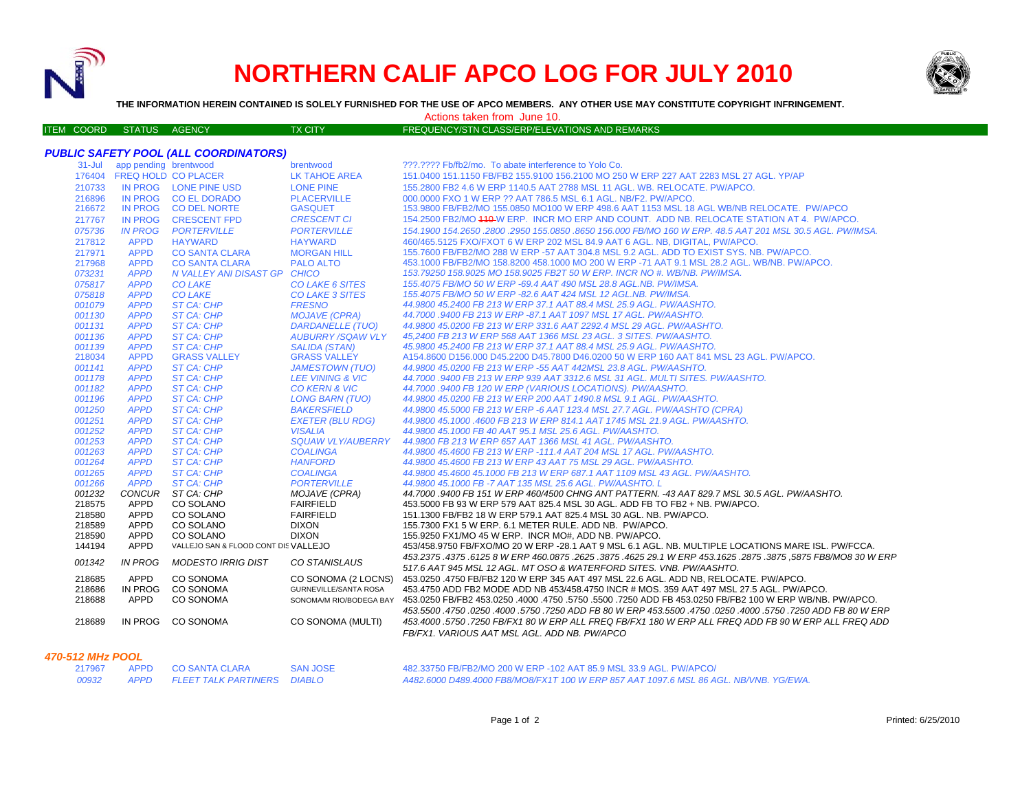# NORTHERN CALIF APCO LOG FOR JULY 2010

**THE INFORMATION HEREIN CONTAINED IS SOLELY FURNISHED FOR THE USE OF APCO MEMBERS. ANY OTHER USE MAY CONSTITUTE COPYRIGHT INFRINGEMENT.**

Actions taken from June 10.

| ITEM COORD | STATUS | AGENCY | TX CITY | FREQUENCY/STN CLASS/ERP/ELEVATIONS AND REMARKS |
|---|---|---|---|---|

## PUBLIC SAFETY POOL (ALL COORDINATORS)

| ITEM COORD | STATUS | AGENCY | TX CITY | FREQUENCY/STN CLASS/ERP/ELEVATIONS AND REMARKS |
|---|---|---|---|---|
| 31-Jul | app pending | brentwood | brentwood | ???.???? Fb/fb2/mo. To abate interference to Yolo Co. |
| 176404 | FREQ HOLD | CO PLACER | LK TAHOE AREA | 151.0400 151.1150 FB/FB2 155.9100 156.2100 MO 250 W ERP 227 AAT 2283 MSL 27 AGL. YP/AP |
| 210733 | IN PROG | LONE PINE USD | LONE PINE | 155.2800 FB2 4.6 W ERP 1140.5 AAT 2788 MSL 11 AGL. WB. RELOCATE. PW/APCO. |
| 216896 | IN PROG | CO EL DORADO | PLACERVILLE | 000.0000 FXO 1 W ERP ?? AAT 786.5 MSL 6.1 AGL. NB/F2. PW/APCO. |
| 216672 | IN PROG | CO DEL NORTE | GASQUET | 153.9800 FB/FB2/MO 155.0850 MO100 W ERP 498.6 AAT 1153 MSL 18 AGL WB/NB RELOCATE. PW/APCO |
| 217767 | IN PROG | CRESCENT FPD | *CRESCENT CI* | 154.2500 FB2/MO ~~110~~ W ERP. INCR MO ERP AND COUNT. ADD NB. RELOCATE STATION AT 4. PW/APCO. |
| *075736* | *IN PROG* | *PORTERVILLE* | *PORTERVILLE* | *154.1900 154.2650 .2800 .2950 155.0850 .8650 156.000 FB/MO 160 W ERP. 48.5 AAT 201 MSL 30.5 AGL. PW/IMSA.* |
| 217812 | APPD | HAYWARD | HAYWARD | 460/465.5125 FXO/FXOT 6 W ERP 202 MSL 84.9 AAT 6 AGL. NB, DIGITAL, PW/APCO. |
| 217971 | APPD | CO SANTA CLARA | MORGAN HILL | 155.7600 FB/FB2/MO 288 W ERP -57 AAT 304.8 MSL 9.2 AGL. ADD TO EXIST SYS. NB. PW/APCO. |
| 217968 | APPD | CO SANTA CLARA | PALO ALTO | 453.1000 FB/FB2/MO 158.8200 458.1000 MO 200 W ERP -71 AAT 9.1 MSL 28.2 AGL. WB/NB. PW/APCO. |
| *073231* | *APPD* | *N VALLEY ANI DISAST GP* | *CHICO* | *153.79250 158.9025 MO 158.9025 FB2T 50 W ERP. INCR NO #. WB/NB. PW/IMSA.* |
| *075817* | *APPD* | *CO LAKE* | *CO LAKE 6 SITES* | *155.4075 FB/MO 50 W ERP -69.4 AAT 490 MSL 28.8 AGL.NB. PW/IMSA.* |
| *075818* | *APPD* | *CO LAKE* | *CO LAKE 3 SITES* | *155.4075 FB/MO 50 W ERP -82.6 AAT 424 MSL 12 AGL.NB. PW/IMSA.* |
| *001079* | *APPD* | *ST CA: CHP* | *FRESNO* | *44.9800 45.2400 FB 213 W ERP 37.1 AAT 88.4 MSL 25.9 AGL. PW/AASHTO.* |
| *001130* | *APPD* | *ST CA: CHP* | *MOJAVE (CPRA)* | *44.7000 .9400 FB 213 W ERP -87.1 AAT 1097 MSL 17 AGL. PW/AASHTO.* |
| *001131* | *APPD* | *ST CA: CHP* | *DARDANELLE (TUO)* | *44.9800 45.0200 FB 213 W ERP 331.6 AAT 2292.4 MSL 29 AGL. PW/AASHTO.* |
| *001136* | *APPD* | *ST CA: CHP* | *AUBURRY /SQAW VLY* | *45,2400 FB 213 W ERP 568 AAT 1366 MSL 23 AGL. 3 SITES. PW/AASHTO.* |
| *001139* | *APPD* | *ST CA: CHP* | *SALIDA (STAN)* | *45.9800 45.2400 FB 213 W ERP 37.1 AAT 88.4 MSL 25.9 AGL. PW/AASHTO.* |
| 218034 | APPD | GRASS VALLEY | GRASS VALLEY | A154.8600 D156.000 D45.2200 D45.7800 D46.0200 50 W ERP 160 AAT 841 MSL 23 AGL. PW/APCO. |
| *001141* | *APPD* | *ST CA: CHP* | *JAMESTOWN (TUO)* | *44.9800 45.0200 FB 213 W ERP -55 AAT 442MSL 23.8 AGL. PW/AASHTO.* |
| *001178* | *APPD* | *ST CA: CHP* | *LEE VINING & VIC* | *44.7000 .9400 FB 213 W ERP 939 AAT 3312.6 MSL 31 AGL. MULTI SITES. PW/AASHTO.* |
| *001182* | *APPD* | *ST CA: CHP* | *CO KERN & VIC* | *44.7000 .9400 FB 120 W ERP (VARIOUS LOCATIONS). PW/AASHTO.* |
| *001196* | *APPD* | *ST CA: CHP* | *LONG BARN (TUO)* | *44.9800 45.0200 FB 213 W ERP 200 AAT 1490.8 MSL 9.1 AGL. PW/AASHTO.* |
| *001250* | *APPD* | *ST CA: CHP* | *BAKERSFIELD* | *44.9800 45.5000 FB 213 W ERP -6 AAT 123.4 MSL 27.7 AGL. PW/AASHTO (CPRA)* |
| *001251* | *APPD* | *ST CA: CHP* | *EXETER (BLU RDG)* | *44.9800 45.1000 .4600 FB 213 W ERP 814.1 AAT 1745 MSL 21.9 AGL. PW/AASHTO.* |
| *001252* | *APPD* | *ST CA: CHP* | *VISALIA* | *44.9800 45.1000 FB 40 AAT 95.1 MSL 25.6 AGL. PW/AASHTO.* |
| *001253* | *APPD* | *ST CA: CHP* | *SQUAW VLY/AUBERRY* | *44.9800 FB 213 W ERP 657 AAT 1366 MSL 41 AGL. PW/AASHTO.* |
| *001263* | *APPD* | *ST CA: CHP* | *COALINGA* | *44.9800 45.4600 FB 213 W ERP -111.4 AAT 204 MSL 17 AGL. PW/AASHTO.* |
| *001264* | *APPD* | *ST CA: CHP* | *HANFORD* | *44.9800 45.4600 FB 213 W ERP 43 AAT 75 MSL 29 AGL. PW/AASHTO.* |
| *001265* | *APPD* | *ST CA: CHP* | *COALINGA* | *44.9800 45.4600 45.1000 FB 213 W ERP 687.1 AAT 1109 MSL 43 AGL. PW/AASHTO.* |
| *001266* | *APPD* | *ST CA: CHP* | *PORTERVILLE* | *44.9800 45.1000 FB -7 AAT 135 MSL 25.6 AGL. PW/AASHTO. L* |
| *001232* | *CONCUR* | *ST CA: CHP* | *MOJAVE (CPRA)* | *44.7000 .9400 FB 151 W ERP 460/4500 CHNG ANT PATTERN. -43 AAT 829.7 MSL 30.5 AGL. PW/AASHTO.* |
| 218575 | APPD | CO SOLANO | FAIRFIELD | 453.5000 FB 93 W ERP 579 AAT 825.4 MSL 30 AGL. ADD FB TO FB2 + NB. PW/APCO. |
| 218580 | APPD | CO SOLANO | FAIRFIELD | 151.1300 FB/FB2 18 W ERP 579.1 AAT 825.4 MSL 30 AGL. NB. PW/APCO. |
| 218589 | APPD | CO SOLANO | DIXON | 155.7300 FX1 5 W ERP. 6.1 METER RULE. ADD NB. PW/APCO. |
| 218590 | APPD | CO SOLANO | DIXON | 155.9250 FX1/MO 45 W ERP. INCR MO#, ADD NB. PW/APCO. |
| 144194 | APPD | VALLEJO SAN & FLOOD CONT DIS | VALLEJO | 453/458.9750 FB/FXO/MO 20 W ERP -28.1 AAT 9 MSL 6.1 AGL. NB. MULTIPLE LOCATIONS MARE ISL. PW/FCCA. |
| *001342* | *IN PROG* | *MODESTO IRRIG DIST* | *CO STANISLAUS* | *453.2375 .4375 .6125 8 W ERP 460.0875 .2625 .3875 .4625 29.1 W ERP 453.1625 .2875 .3875 ,5875 FB8/MO8 30 W ERP 517.6 AAT 945 MSL 12 AGL. MT OSO & WATERFORD SITES. VNB. PW/AASHTO.* |
| 218685 | APPD | CO SONOMA | CO SONOMA (2 LOCNS) | 453.0250 .4750 FB/FB2 120 W ERP 345 AAT 497 MSL 22.6 AGL. ADD NB, RELOCATE. PW/APCO. |
| 218686 | IN PROG | CO SONOMA | GURNEVILLE/SANTA ROSA | 453.4750 ADD FB2 MODE ADD NB 453/458.4750 INCR # MOS. 359 AAT 497 MSL 27.5 AGL. PW/APCO. |
| 218688 | APPD | CO SONOMA | SONOMA/M RIO/BODEGA BAY | 453.0250 FB/FB2 453.0250 .4000 .4750 .5750 .5500 .7250 ADD FB 453.0250 FB/FB2 100 W ERP WB/NB. PW/APCO. |
| 218689 | IN PROG | CO SONOMA | CO SONOMA (MULTI) | *453.5500 .4750 .0250 .4000 .5750 .7250 ADD FB 80 W ERP 453.5500 .4750 .0250 .4000 .5750 .7250 ADD FB 80 W ERP 453.4000 .5750 .7250 FB/FX1 80 W ERP ALL FREQ FB/FX1 180 W ERP ALL FREQ ADD FB 90 W ERP ALL FREQ ADD FB/FX1. VARIOUS AAT MSL AGL. ADD NB. PW/APCO* |

## 470-512 MHz POOL

| ITEM COORD | STATUS | AGENCY | TX CITY | FREQUENCY/STN CLASS/ERP/ELEVATIONS AND REMARKS |
|---|---|---|---|---|
| 217967 | APPD | CO SANTA CLARA | SAN JOSE | 482.33750 FB/FB2/MO 200 W ERP -102 AAT 85.9 MSL 33.9 AGL. PW/APCO/ |
| *00932* | *APPD* | *FLEET TALK PARTINERS* | *DIABLO* | *A482.6000 D489.4000 FB8/MO8/FX1T 100 W ERP 857 AAT 1097.6 MSL 86 AGL. NB/VNB. YG/EWA.* |

Printed: 6/25/2010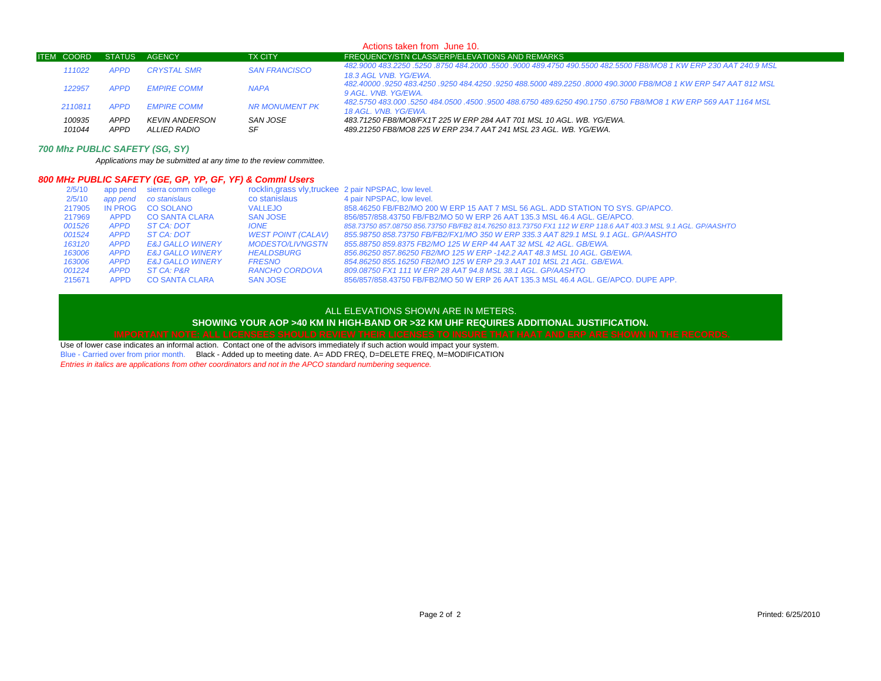Actions taken from June 10.

| ITEM | COORD | STATUS | AGENCY | TX CITY | FREQUENCY/STN CLASS/ERP/ELEVATIONS AND REMARKS |
|---|---|---|---|---|---|
| | *111022* | *APPD* | *CRYSTAL SMR* | *SAN FRANCISCO* | *482.9000 483.2250 .5250 .8750 484.2000 .5500 .9000 489.4750 490.5500 482.5500 FB8/MO8 1 KW ERP 230 AAT 240.9 MSL 18.3 AGL VNB. YG/EWA.* |
| | *122957* | *APPD* | *EMPIRE COMM* | *NAPA* | *482.40000 .9250 483.4250 .9250 484.4250 .9250 488.5000 489.2250 .8000 490.3000 FB8/MO8 1 KW ERP 547 AAT 812 MSL 9 AGL. VNB. YG/EWA.* |
| | *2110811* | *APPD* | *EMPIRE COMM* | *NR MONUMENT PK* | *482.5750 483.000 .5250 484.0500 .4500 .9500 488.6750 489.6250 490.1750 .6750 FB8/MO8 1 KW ERP 569 AAT 1164 MSL 18 AGL. VNB. YG/EWA.* |
| | *100935* | *APPD* | *KEVIN ANDERSON* | *SAN JOSE* | *483.71250 FB8/MO8/FX1T 225 W ERP 284 AAT 701 MSL 10 AGL. WB. YG/EWA.* |
| | *101044* | *APPD* | *ALLIED RADIO* | *SF* | *489.21250 FB8/MO8 225 W ERP 234.7 AAT 241 MSL 23 AGL. WB. YG/EWA.* |

### *700 Mhz PUBLIC SAFETY (SG, SY)*

*Applications may be submitted at any time to the review committee.*

### *800 MHz PUBLIC SAFETY (GE, GP, YP, GF, YF) & Comml Users*

| | | | | |
|---|---|---|---|---|
| 2/5/10 | app pend | sierra comm college | rocklin,grass vly,truckee | 2 pair NPSPAC, low level. |
| 2/5/10 | *app pend* | *co stanislaus* | co stanislaus | 4 pair NPSPAC, low level. |
| 217905 | IN PROG | CO SOLANO | VALLEJO | 858.46250 FB/FB2/MO 200 W ERP 15 AAT 7 MSL 56 AGL. ADD STATION TO SYS. GP/APCO. |
| 217969 | APPD | CO SANTA CLARA | SAN JOSE | 856/857/858.43750 FB/FB2/MO 50 W ERP 26 AAT 135.3 MSL 46.4 AGL. GE/APCO. |
| *001526* | *APPD* | *ST CA: DOT* | *IONE* | *858.73750 857.08750 856.73750 FB/FB2 814.76250 813.73750 FX1 112 W ERP 118.6 AAT 403.3 MSL 9.1 AGL. GP/AASHTO* |
| *001524* | *APPD* | *ST CA: DOT* | *WEST POINT (CALAV)* | *855.98750 858.73750 FB/FB2/FX1/MO 350 W ERP 335.3 AAT 829.1 MSL 9.1 AGL. GP/AASHTO* |
| *163120* | *APPD* | *E&J GALLO WINERY* | *MODESTO/LIVNGSTN* | *855.88750 859.8375 FB2/MO 125 W ERP 44 AAT 32 MSL 42 AGL. GB/EWA.* |
| *163006* | *APPD* | *E&J GALLO WINERY* | *HEALDSBURG* | *856.86250 857.86250 FB2/MO 125 W ERP -142.2 AAT 48.3 MSL 10 AGL. GB/EWA.* |
| *163006* | *APPD* | *E&J GALLO WINERY* | *FRESNO* | *854.86250 855.16250 FB2/MO 125 W ERP 29.3 AAT 101 MSL 21 AGL. GB/EWA.* |
| *001224* | *APPD* | *ST CA: P&R* | *RANCHO CORDOVA* | *809.08750 FX1 111 W ERP 28 AAT 94.8 MSL 38.1 AGL. GP/AASHTO* |
| 215671 | APPD | CO SANTA CLARA | SAN JOSE | 856/857/858.43750 FB/FB2/MO 50 W ERP 26 AAT 135.3 MSL 46.4 AGL. GE/APCO. DUPE APP. |

ALL ELEVATIONS SHOWN ARE IN METERS.

**SHOWING YOUR AOP >40 KM IN HIGH-BAND OR >32 KM UHF REQUIRES ADDITIONAL JUSTIFICATION.**

**IMPORTANT NOTE: ALL LICENSEES SHOULD REVIEW THEIR LICENSES TO INSURE THAT HAAT AND ERP ARE SHOWN IN THE RECORDS.**

Use of lower case indicates an informal action. Contact one of the advisors immediately if such action would impact your system.

Blue - Carried over from prior month. Black - Added up to meeting date. A= ADD FREQ, D=DELETE FREQ, M=MODIFICATION

*Entries in italics are applications from other coordinators and not in the APCO standard numbering sequence.*

Printed: 6/25/2010